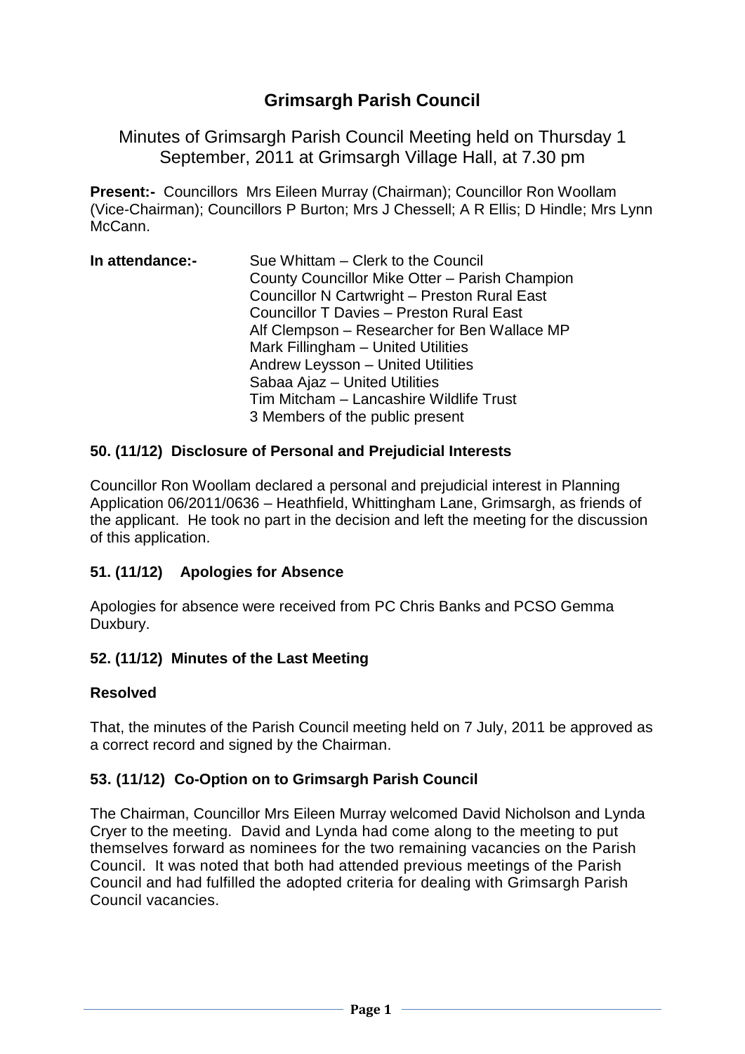# Grimsargh Parish Council

Minutes of Grimsargh Parish Council Meeting held on Thursday 1 September, 2011 at Grimsargh Village Hall, at 7.30 pm

**Present:-** Councillors Mrs Eileen Murray (Chairman); Councillor Ron Woollam (Vice-Chairman); Councillors P Burton; Mrs J Chessell; A R Ellis; D Hindle; Mrs Lynn McCann.

**In attendance:-**
Sue Whittam – Clerk to the Council
County Councillor Mike Otter – Parish Champion
Councillor N Cartwright – Preston Rural East
Councillor T Davies – Preston Rural East
Alf Clempson – Researcher for Ben Wallace MP
Mark Fillingham – United Utilities
Andrew Leysson – United Utilities
Sabaa Ajaz – United Utilities
Tim Mitcham – Lancashire Wildlife Trust
3 Members of the public present

### 50. (11/12) Disclosure of Personal and Prejudicial Interests

Councillor Ron Woollam declared a personal and prejudicial interest in Planning Application 06/2011/0636 – Heathfield, Whittingham Lane, Grimsargh, as friends of the applicant. He took no part in the decision and left the meeting for the discussion of this application.

### 51. (11/12) Apologies for Absence

Apologies for absence were received from PC Chris Banks and PCSO Gemma Duxbury.

### 52. (11/12) Minutes of the Last Meeting

**Resolved**

That, the minutes of the Parish Council meeting held on 7 July, 2011 be approved as a correct record and signed by the Chairman.

### 53. (11/12) Co-Option on to Grimsargh Parish Council

The Chairman, Councillor Mrs Eileen Murray welcomed David Nicholson and Lynda Cryer to the meeting. David and Lynda had come along to the meeting to put themselves forward as nominees for the two remaining vacancies on the Parish Council. It was noted that both had attended previous meetings of the Parish Council and had fulfilled the adopted criteria for dealing with Grimsargh Parish Council vacancies.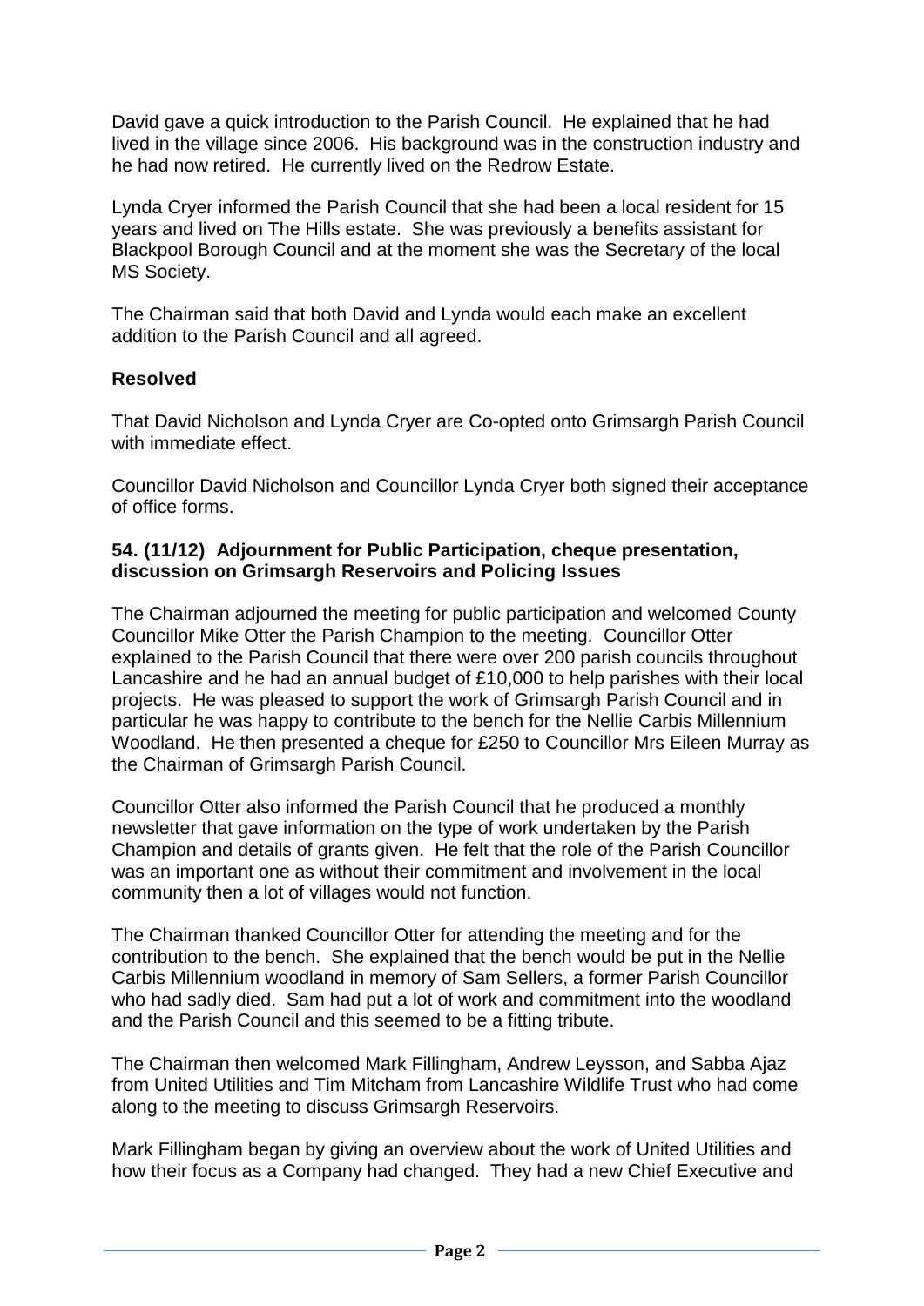David gave a quick introduction to the Parish Council. He explained that he had lived in the village since 2006. His background was in the construction industry and he had now retired. He currently lived on the Redrow Estate.

Lynda Cryer informed the Parish Council that she had been a local resident for 15 years and lived on The Hills estate. She was previously a benefits assistant for Blackpool Borough Council and at the moment she was the Secretary of the local MS Society.

The Chairman said that both David and Lynda would each make an excellent addition to the Parish Council and all agreed.

**Resolved**

That David Nicholson and Lynda Cryer are Co-opted onto Grimsargh Parish Council with immediate effect.

Councillor David Nicholson and Councillor Lynda Cryer both signed their acceptance of office forms.

**54. (11/12) Adjournment for Public Participation, cheque presentation, discussion on Grimsargh Reservoirs and Policing Issues**

The Chairman adjourned the meeting for public participation and welcomed County Councillor Mike Otter the Parish Champion to the meeting. Councillor Otter explained to the Parish Council that there were over 200 parish councils throughout Lancashire and he had an annual budget of £10,000 to help parishes with their local projects. He was pleased to support the work of Grimsargh Parish Council and in particular he was happy to contribute to the bench for the Nellie Carbis Millennium Woodland. He then presented a cheque for £250 to Councillor Mrs Eileen Murray as the Chairman of Grimsargh Parish Council.

Councillor Otter also informed the Parish Council that he produced a monthly newsletter that gave information on the type of work undertaken by the Parish Champion and details of grants given. He felt that the role of the Parish Councillor was an important one as without their commitment and involvement in the local community then a lot of villages would not function.

The Chairman thanked Councillor Otter for attending the meeting and for the contribution to the bench. She explained that the bench would be put in the Nellie Carbis Millennium woodland in memory of Sam Sellers, a former Parish Councillor who had sadly died. Sam had put a lot of work and commitment into the woodland and the Parish Council and this seemed to be a fitting tribute.

The Chairman then welcomed Mark Fillingham, Andrew Leysson, and Sabba Ajaz from United Utilities and Tim Mitcham from Lancashire Wildlife Trust who had come along to the meeting to discuss Grimsargh Reservoirs.

Mark Fillingham began by giving an overview about the work of United Utilities and how their focus as a Company had changed. They had a new Chief Executive and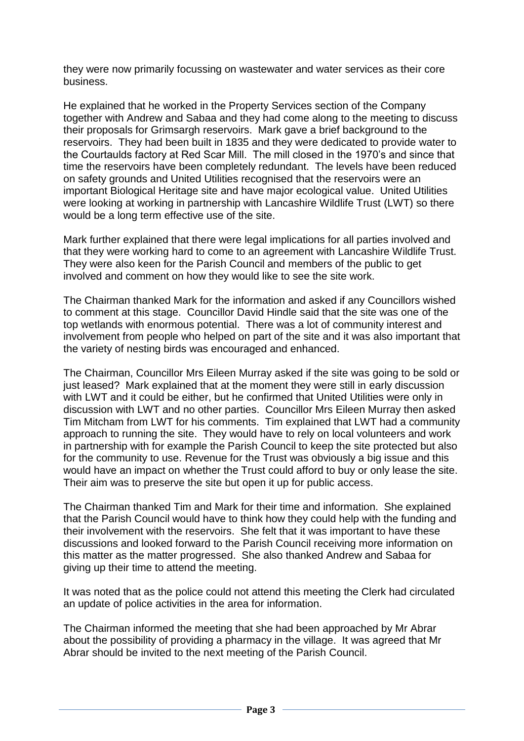they were now primarily focussing on wastewater and water services as their core business.

He explained that he worked in the Property Services section of the Company together with Andrew and Sabaa and they had come along to the meeting to discuss their proposals for Grimsargh reservoirs. Mark gave a brief background to the reservoirs. They had been built in 1835 and they were dedicated to provide water to the Courtaulds factory at Red Scar Mill. The mill closed in the 1970's and since that time the reservoirs have been completely redundant. The levels have been reduced on safety grounds and United Utilities recognised that the reservoirs were an important Biological Heritage site and have major ecological value. United Utilities were looking at working in partnership with Lancashire Wildlife Trust (LWT) so there would be a long term effective use of the site.

Mark further explained that there were legal implications for all parties involved and that they were working hard to come to an agreement with Lancashire Wildlife Trust. They were also keen for the Parish Council and members of the public to get involved and comment on how they would like to see the site work.

The Chairman thanked Mark for the information and asked if any Councillors wished to comment at this stage. Councillor David Hindle said that the site was one of the top wetlands with enormous potential. There was a lot of community interest and involvement from people who helped on part of the site and it was also important that the variety of nesting birds was encouraged and enhanced.

The Chairman, Councillor Mrs Eileen Murray asked if the site was going to be sold or just leased? Mark explained that at the moment they were still in early discussion with LWT and it could be either, but he confirmed that United Utilities were only in discussion with LWT and no other parties. Councillor Mrs Eileen Murray then asked Tim Mitcham from LWT for his comments. Tim explained that LWT had a community approach to running the site. They would have to rely on local volunteers and work in partnership with for example the Parish Council to keep the site protected but also for the community to use. Revenue for the Trust was obviously a big issue and this would have an impact on whether the Trust could afford to buy or only lease the site. Their aim was to preserve the site but open it up for public access.

The Chairman thanked Tim and Mark for their time and information. She explained that the Parish Council would have to think how they could help with the funding and their involvement with the reservoirs. She felt that it was important to have these discussions and looked forward to the Parish Council receiving more information on this matter as the matter progressed. She also thanked Andrew and Sabaa for giving up their time to attend the meeting.

It was noted that as the police could not attend this meeting the Clerk had circulated an update of police activities in the area for information.

The Chairman informed the meeting that she had been approached by Mr Abrar about the possibility of providing a pharmacy in the village. It was agreed that Mr Abrar should be invited to the next meeting of the Parish Council.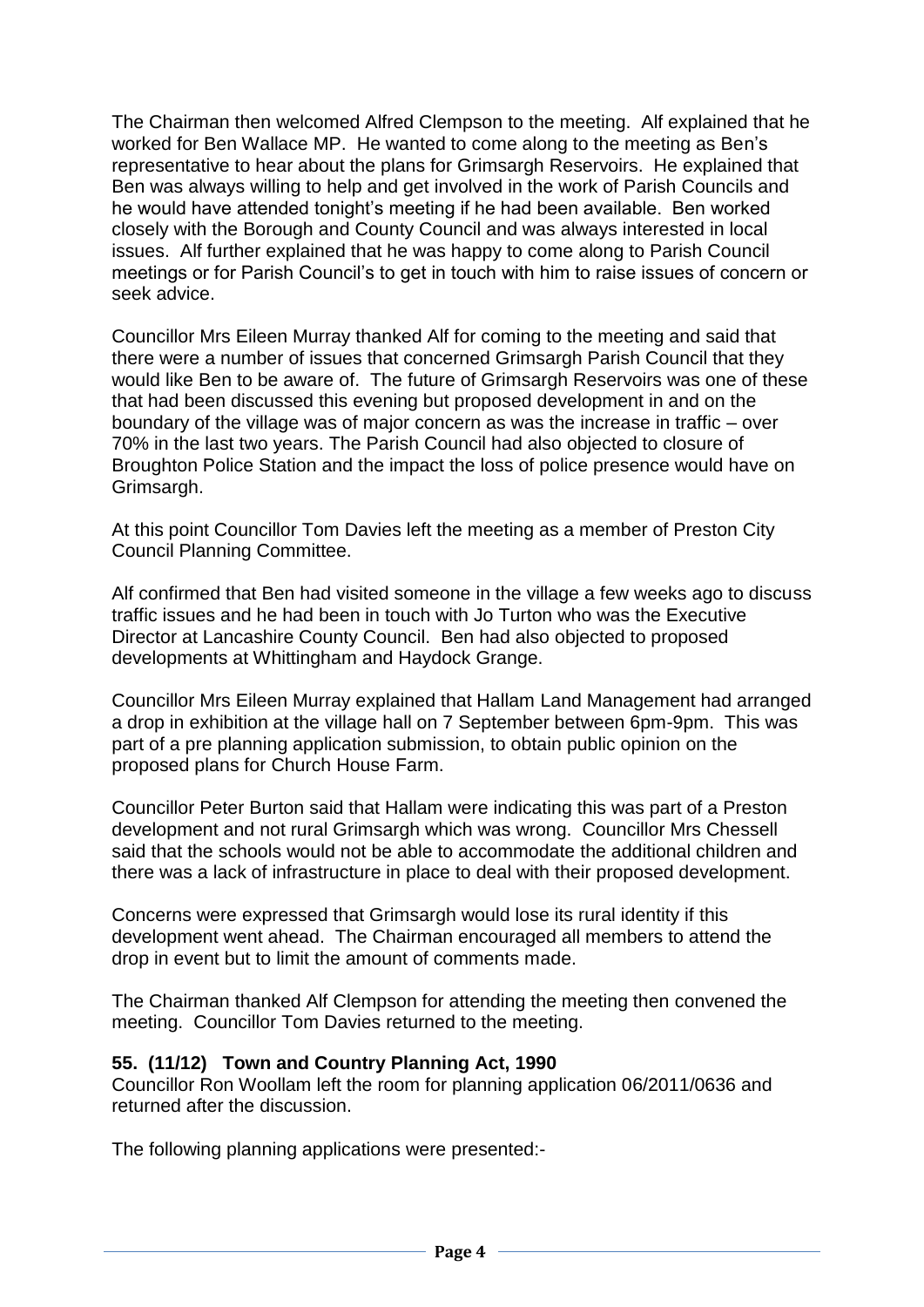The Chairman then welcomed Alfred Clempson to the meeting. Alf explained that he worked for Ben Wallace MP. He wanted to come along to the meeting as Ben's representative to hear about the plans for Grimsargh Reservoirs. He explained that Ben was always willing to help and get involved in the work of Parish Councils and he would have attended tonight's meeting if he had been available. Ben worked closely with the Borough and County Council and was always interested in local issues. Alf further explained that he was happy to come along to Parish Council meetings or for Parish Council's to get in touch with him to raise issues of concern or seek advice.

Councillor Mrs Eileen Murray thanked Alf for coming to the meeting and said that there were a number of issues that concerned Grimsargh Parish Council that they would like Ben to be aware of. The future of Grimsargh Reservoirs was one of these that had been discussed this evening but proposed development in and on the boundary of the village was of major concern as was the increase in traffic – over 70% in the last two years. The Parish Council had also objected to closure of Broughton Police Station and the impact the loss of police presence would have on Grimsargh.

At this point Councillor Tom Davies left the meeting as a member of Preston City Council Planning Committee.

Alf confirmed that Ben had visited someone in the village a few weeks ago to discuss traffic issues and he had been in touch with Jo Turton who was the Executive Director at Lancashire County Council. Ben had also objected to proposed developments at Whittingham and Haydock Grange.

Councillor Mrs Eileen Murray explained that Hallam Land Management had arranged a drop in exhibition at the village hall on 7 September between 6pm-9pm. This was part of a pre planning application submission, to obtain public opinion on the proposed plans for Church House Farm.

Councillor Peter Burton said that Hallam were indicating this was part of a Preston development and not rural Grimsargh which was wrong. Councillor Mrs Chessell said that the schools would not be able to accommodate the additional children and there was a lack of infrastructure in place to deal with their proposed development.

Concerns were expressed that Grimsargh would lose its rural identity if this development went ahead. The Chairman encouraged all members to attend the drop in event but to limit the amount of comments made.

The Chairman thanked Alf Clempson for attending the meeting then convened the meeting. Councillor Tom Davies returned to the meeting.

**55. (11/12) Town and Country Planning Act, 1990**

Councillor Ron Woollam left the room for planning application 06/2011/0636 and returned after the discussion.

The following planning applications were presented:-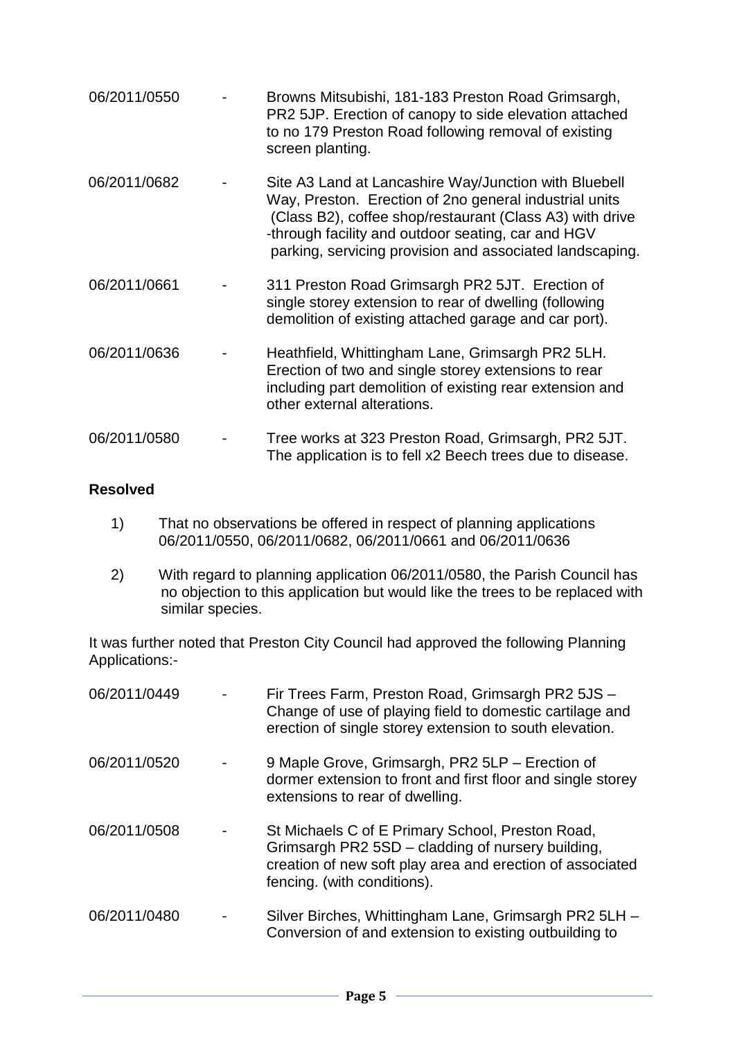06/2011/0550 - Browns Mitsubishi, 181-183 Preston Road Grimsargh, PR2 5JP. Erection of canopy to side elevation attached to no 179 Preston Road following removal of existing screen planting.

06/2011/0682 - Site A3 Land at Lancashire Way/Junction with Bluebell Way, Preston. Erection of 2no general industrial units (Class B2), coffee shop/restaurant (Class A3) with drive -through facility and outdoor seating, car and HGV parking, servicing provision and associated landscaping.

06/2011/0661 - 311 Preston Road Grimsargh PR2 5JT. Erection of single storey extension to rear of dwelling (following demolition of existing attached garage and car port).

06/2011/0636 - Heathfield, Whittingham Lane, Grimsargh PR2 5LH. Erection of two and single storey extensions to rear including part demolition of existing rear extension and other external alterations.

06/2011/0580 - Tree works at 323 Preston Road, Grimsargh, PR2 5JT. The application is to fell x2 Beech trees due to disease.

**Resolved**

1) That no observations be offered in respect of planning applications 06/2011/0550, 06/2011/0682, 06/2011/0661 and 06/2011/0636

2) With regard to planning application 06/2011/0580, the Parish Council has no objection to this application but would like the trees to be replaced with similar species.

It was further noted that Preston City Council had approved the following Planning Applications:-

06/2011/0449 - Fir Trees Farm, Preston Road, Grimsargh PR2 5JS – Change of use of playing field to domestic cartilage and erection of single storey extension to south elevation.

06/2011/0520 - 9 Maple Grove, Grimsargh, PR2 5LP – Erection of dormer extension to front and first floor and single storey extensions to rear of dwelling.

06/2011/0508 - St Michaels C of E Primary School, Preston Road, Grimsargh PR2 5SD – cladding of nursery building, creation of new soft play area and erection of associated fencing. (with conditions).

06/2011/0480 - Silver Birches, Whittingham Lane, Grimsargh PR2 5LH – Conversion of and extension to existing outbuilding to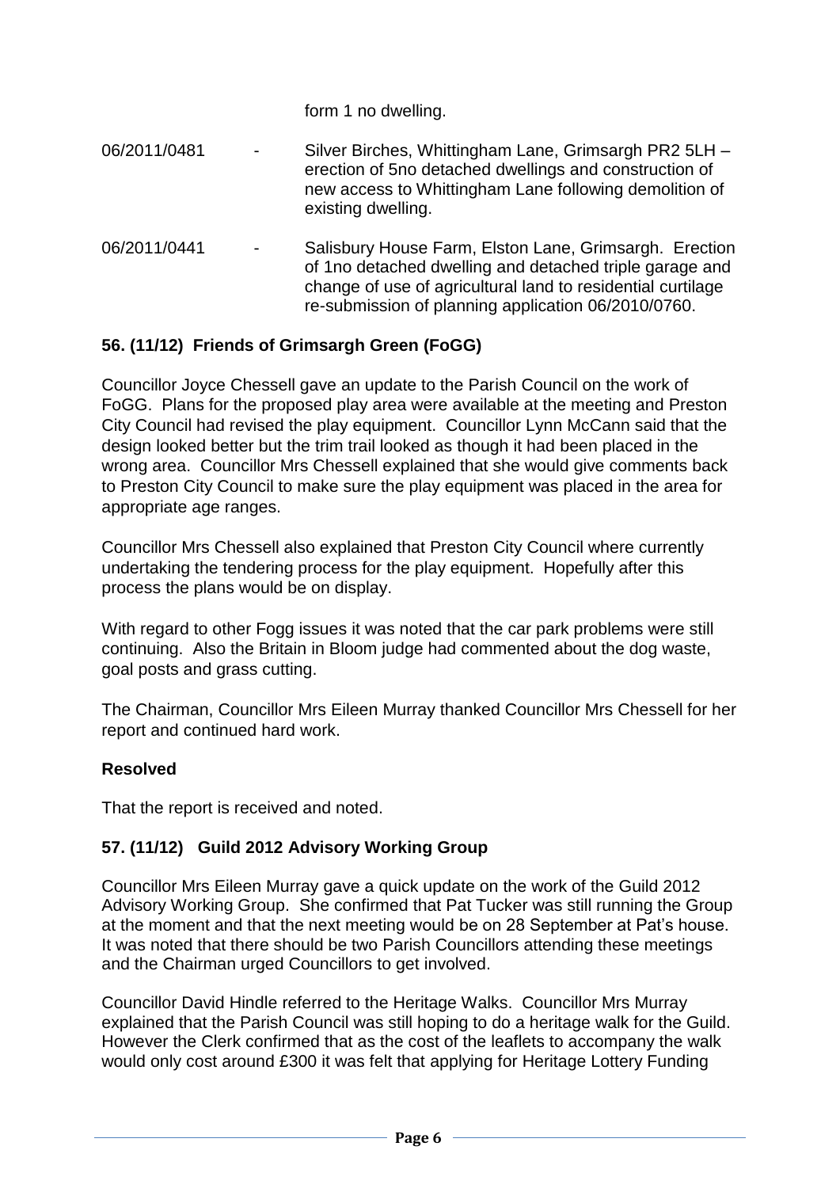form 1 no dwelling.

06/2011/0481 - Silver Birches, Whittingham Lane, Grimsargh PR2 5LH – erection of 5no detached dwellings and construction of new access to Whittingham Lane following demolition of existing dwelling.

06/2011/0441 - Salisbury House Farm, Elston Lane, Grimsargh. Erection of 1no detached dwelling and detached triple garage and change of use of agricultural land to residential curtilage re-submission of planning application 06/2010/0760.

## 56. (11/12) Friends of Grimsargh Green (FoGG)

Councillor Joyce Chessell gave an update to the Parish Council on the work of FoGG. Plans for the proposed play area were available at the meeting and Preston City Council had revised the play equipment. Councillor Lynn McCann said that the design looked better but the trim trail looked as though it had been placed in the wrong area. Councillor Mrs Chessell explained that she would give comments back to Preston City Council to make sure the play equipment was placed in the area for appropriate age ranges.

Councillor Mrs Chessell also explained that Preston City Council where currently undertaking the tendering process for the play equipment. Hopefully after this process the plans would be on display.

With regard to other Fogg issues it was noted that the car park problems were still continuing. Also the Britain in Bloom judge had commented about the dog waste, goal posts and grass cutting.

The Chairman, Councillor Mrs Eileen Murray thanked Councillor Mrs Chessell for her report and continued hard work.

**Resolved**

That the report is received and noted.

## 57. (11/12) Guild 2012 Advisory Working Group

Councillor Mrs Eileen Murray gave a quick update on the work of the Guild 2012 Advisory Working Group. She confirmed that Pat Tucker was still running the Group at the moment and that the next meeting would be on 28 September at Pat's house. It was noted that there should be two Parish Councillors attending these meetings and the Chairman urged Councillors to get involved.

Councillor David Hindle referred to the Heritage Walks. Councillor Mrs Murray explained that the Parish Council was still hoping to do a heritage walk for the Guild. However the Clerk confirmed that as the cost of the leaflets to accompany the walk would only cost around £300 it was felt that applying for Heritage Lottery Funding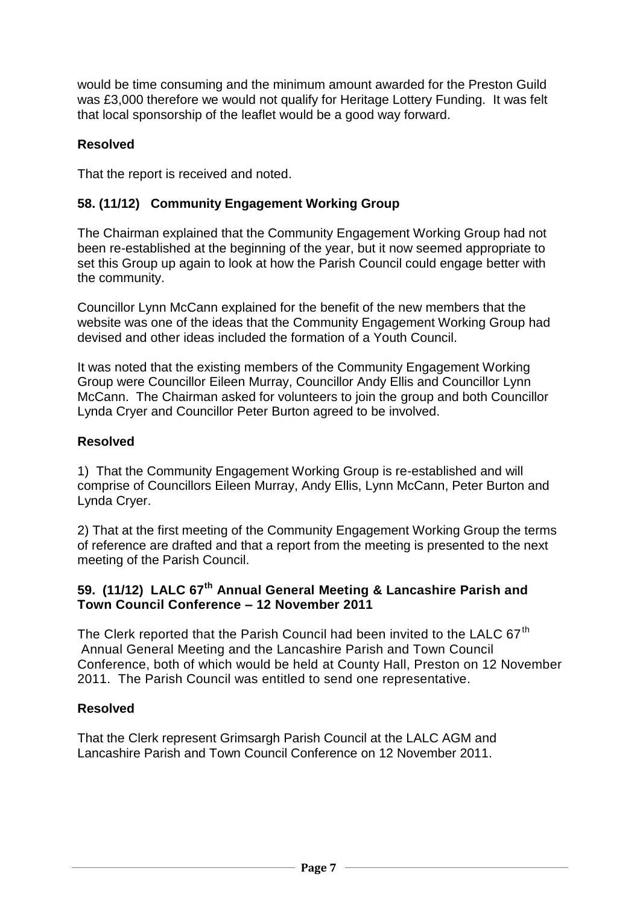would be time consuming and the minimum amount awarded for the Preston Guild was £3,000 therefore we would not qualify for Heritage Lottery Funding. It was felt that local sponsorship of the leaflet would be a good way forward.

**Resolved**

That the report is received and noted.

### 58. (11/12) Community Engagement Working Group

The Chairman explained that the Community Engagement Working Group had not been re-established at the beginning of the year, but it now seemed appropriate to set this Group up again to look at how the Parish Council could engage better with the community.

Councillor Lynn McCann explained for the benefit of the new members that the website was one of the ideas that the Community Engagement Working Group had devised and other ideas included the formation of a Youth Council.

It was noted that the existing members of the Community Engagement Working Group were Councillor Eileen Murray, Councillor Andy Ellis and Councillor Lynn McCann. The Chairman asked for volunteers to join the group and both Councillor Lynda Cryer and Councillor Peter Burton agreed to be involved.

**Resolved**

1) That the Community Engagement Working Group is re-established and will comprise of Councillors Eileen Murray, Andy Ellis, Lynn McCann, Peter Burton and Lynda Cryer.

2) That at the first meeting of the Community Engagement Working Group the terms of reference are drafted and that a report from the meeting is presented to the next meeting of the Parish Council.

### 59. (11/12) LALC 67th Annual General Meeting & Lancashire Parish and Town Council Conference – 12 November 2011

The Clerk reported that the Parish Council had been invited to the LALC 67th Annual General Meeting and the Lancashire Parish and Town Council Conference, both of which would be held at County Hall, Preston on 12 November 2011. The Parish Council was entitled to send one representative.

**Resolved**

That the Clerk represent Grimsargh Parish Council at the LALC AGM and Lancashire Parish and Town Council Conference on 12 November 2011.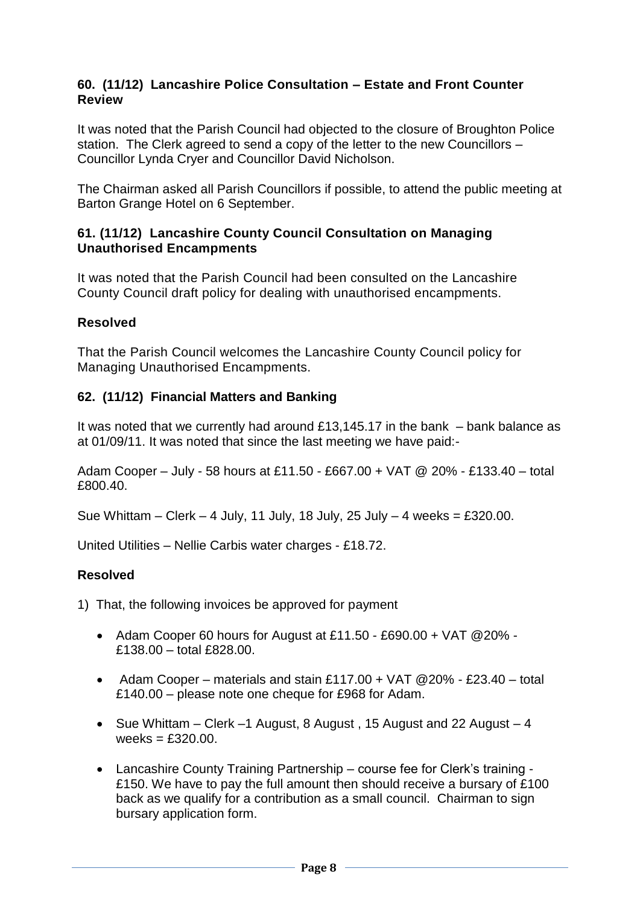### 60. (11/12) Lancashire Police Consultation – Estate and Front Counter Review

It was noted that the Parish Council had objected to the closure of Broughton Police station. The Clerk agreed to send a copy of the letter to the new Councillors – Councillor Lynda Cryer and Councillor David Nicholson.

The Chairman asked all Parish Councillors if possible, to attend the public meeting at Barton Grange Hotel on 6 September.

### 61. (11/12) Lancashire County Council Consultation on Managing Unauthorised Encampments

It was noted that the Parish Council had been consulted on the Lancashire County Council draft policy for dealing with unauthorised encampments.

**Resolved**

That the Parish Council welcomes the Lancashire County Council policy for Managing Unauthorised Encampments.

### 62. (11/12) Financial Matters and Banking

It was noted that we currently had around £13,145.17 in the bank – bank balance as at 01/09/11. It was noted that since the last meeting we have paid:-

Adam Cooper – July - 58 hours at £11.50 - £667.00 + VAT @ 20% - £133.40 – total £800.40.

Sue Whittam – Clerk – 4 July, 11 July, 18 July, 25 July – 4 weeks = £320.00.

United Utilities – Nellie Carbis water charges - £18.72.

**Resolved**

1) That, the following invoices be approved for payment

   - Adam Cooper 60 hours for August at £11.50 - £690.00 + VAT @20% - £138.00 – total £828.00.
   - Adam Cooper – materials and stain £117.00 + VAT @20% - £23.40 – total £140.00 – please note one cheque for £968 for Adam.
   - Sue Whittam – Clerk –1 August, 8 August , 15 August and 22 August – 4 weeks = £320.00.
   - Lancashire County Training Partnership – course fee for Clerk's training - £150. We have to pay the full amount then should receive a bursary of £100 back as we qualify for a contribution as a small council. Chairman to sign bursary application form.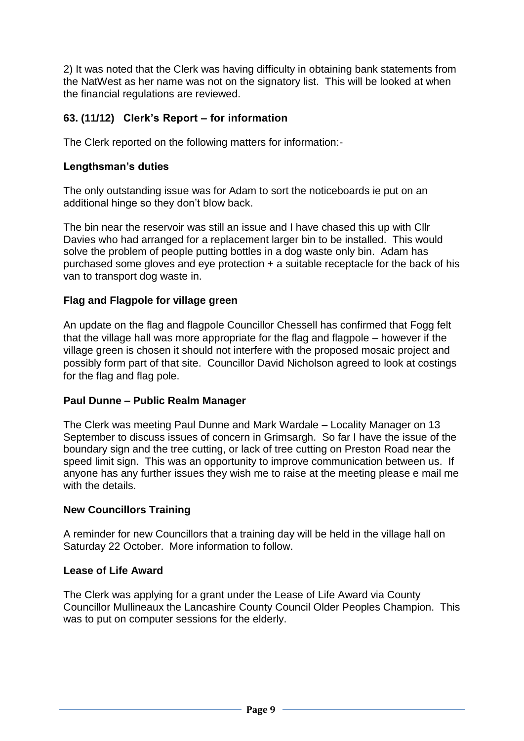2) It was noted that the Clerk was having difficulty in obtaining bank statements from the NatWest as her name was not on the signatory list. This will be looked at when the financial regulations are reviewed.

## 63. (11/12) Clerk's Report – for information

The Clerk reported on the following matters for information:-

### Lengthsman's duties

The only outstanding issue was for Adam to sort the noticeboards ie put on an additional hinge so they don't blow back.

The bin near the reservoir was still an issue and I have chased this up with Cllr Davies who had arranged for a replacement larger bin to be installed. This would solve the problem of people putting bottles in a dog waste only bin. Adam has purchased some gloves and eye protection + a suitable receptacle for the back of his van to transport dog waste in.

### Flag and Flagpole for village green

An update on the flag and flagpole Councillor Chessell has confirmed that Fogg felt that the village hall was more appropriate for the flag and flagpole – however if the village green is chosen it should not interfere with the proposed mosaic project and possibly form part of that site. Councillor David Nicholson agreed to look at costings for the flag and flag pole.

### Paul Dunne – Public Realm Manager

The Clerk was meeting Paul Dunne and Mark Wardale – Locality Manager on 13 September to discuss issues of concern in Grimsargh. So far I have the issue of the boundary sign and the tree cutting, or lack of tree cutting on Preston Road near the speed limit sign. This was an opportunity to improve communication between us. If anyone has any further issues they wish me to raise at the meeting please e mail me with the details.

### New Councillors Training

A reminder for new Councillors that a training day will be held in the village hall on Saturday 22 October. More information to follow.

### Lease of Life Award

The Clerk was applying for a grant under the Lease of Life Award via County Councillor Mullineaux the Lancashire County Council Older Peoples Champion. This was to put on computer sessions for the elderly.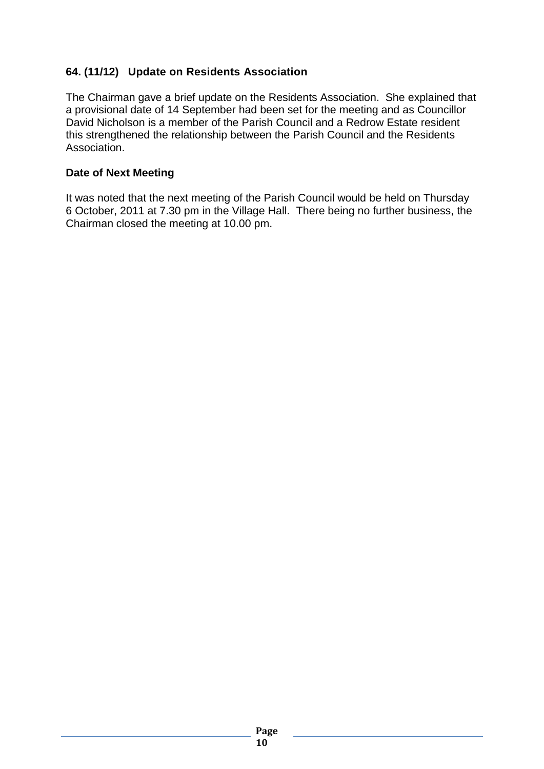**64. (11/12) Update on Residents Association**

The Chairman gave a brief update on the Residents Association. She explained that a provisional date of 14 September had been set for the meeting and as Councillor David Nicholson is a member of the Parish Council and a Redrow Estate resident this strengthened the relationship between the Parish Council and the Residents Association.

**Date of Next Meeting**

It was noted that the next meeting of the Parish Council would be held on Thursday 6 October, 2011 at 7.30 pm in the Village Hall. There being no further business, the Chairman closed the meeting at 10.00 pm.